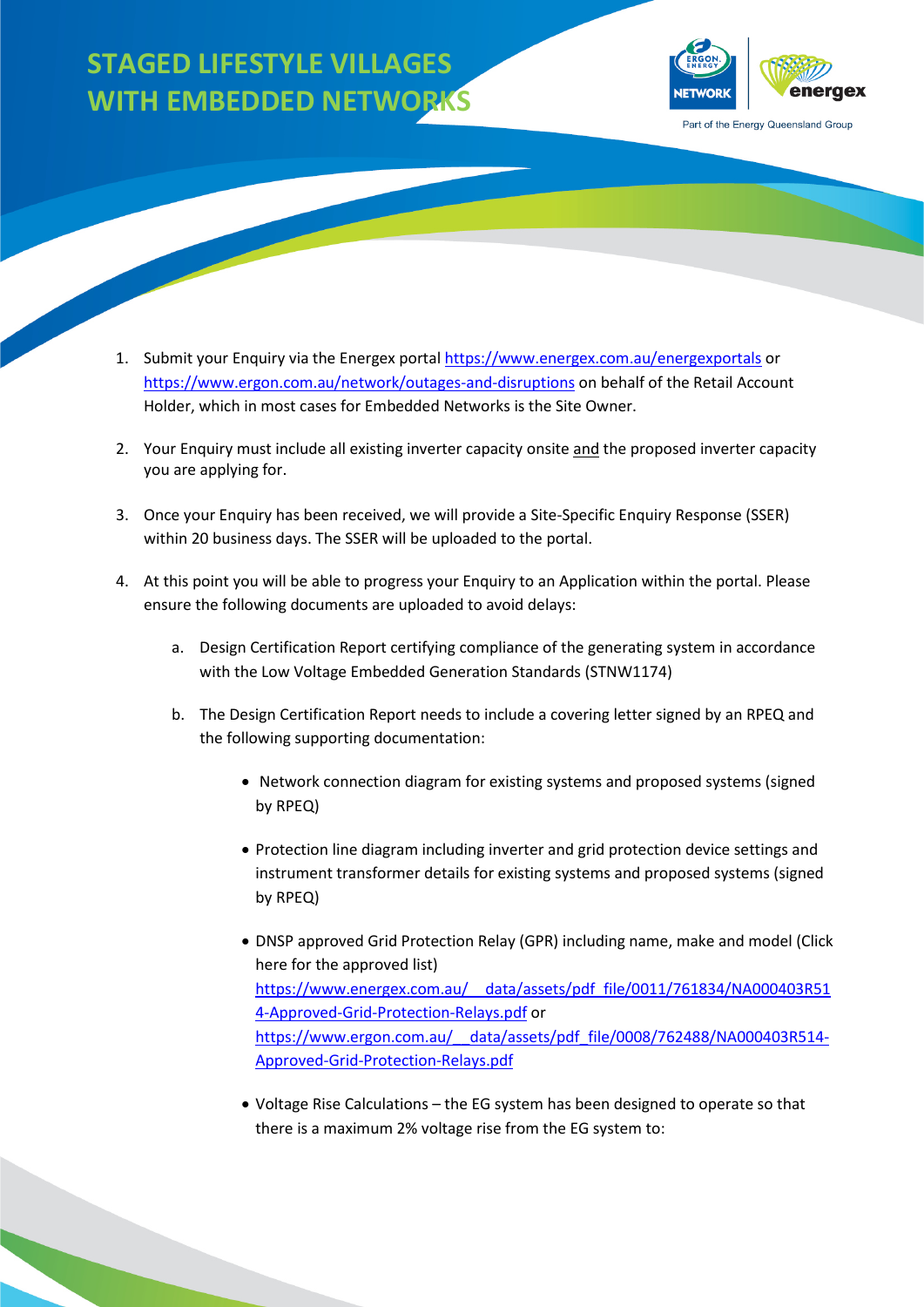# STAGED LIFESTYLE VILLAGES WITH EMBEDDED NETWORKS

1. Submit your Enquiry via the Energex portal https://www.energex.com.au/energexportals or https://www.ergon.com.au/network/outages-and-disruptions on behalf of the Retail Account Holder, which in most cases for Embedded Networks is the Site Owner.

2. Your Enquiry must include all existing inverter capacity onsite and the proposed inverter capacity you are applying for.

3. Once your Enquiry has been received, we will provide a Site-Specific Enquiry Response (SSER) within 20 business days. The SSER will be uploaded to the portal.

4. At this point you will be able to progress your Enquiry to an Application within the portal. Please ensure the following documents are uploaded to avoid delays:

   a. Design Certification Report certifying compliance of the generating system in accordance with the Low Voltage Embedded Generation Standards (STNW1174)

   b. The Design Certification Report needs to include a covering letter signed by an RPEQ and the following supporting documentation:

      - Network connection diagram for existing systems and proposed systems (signed by RPEQ)

      - Protection line diagram including inverter and grid protection device settings and instrument transformer details for existing systems and proposed systems (signed by RPEQ)

      - DNSP approved Grid Protection Relay (GPR) including name, make and model (Click here for the approved list) https://www.energex.com.au/__data/assets/pdf_file/0011/761834/NA000403R514-Approved-Grid-Protection-Relays.pdf or https://www.ergon.com.au/__data/assets/pdf_file/0008/762488/NA000403R514-Approved-Grid-Protection-Relays.pdf

      - Voltage Rise Calculations – the EG system has been designed to operate so that there is a maximum 2% voltage rise from the EG system to: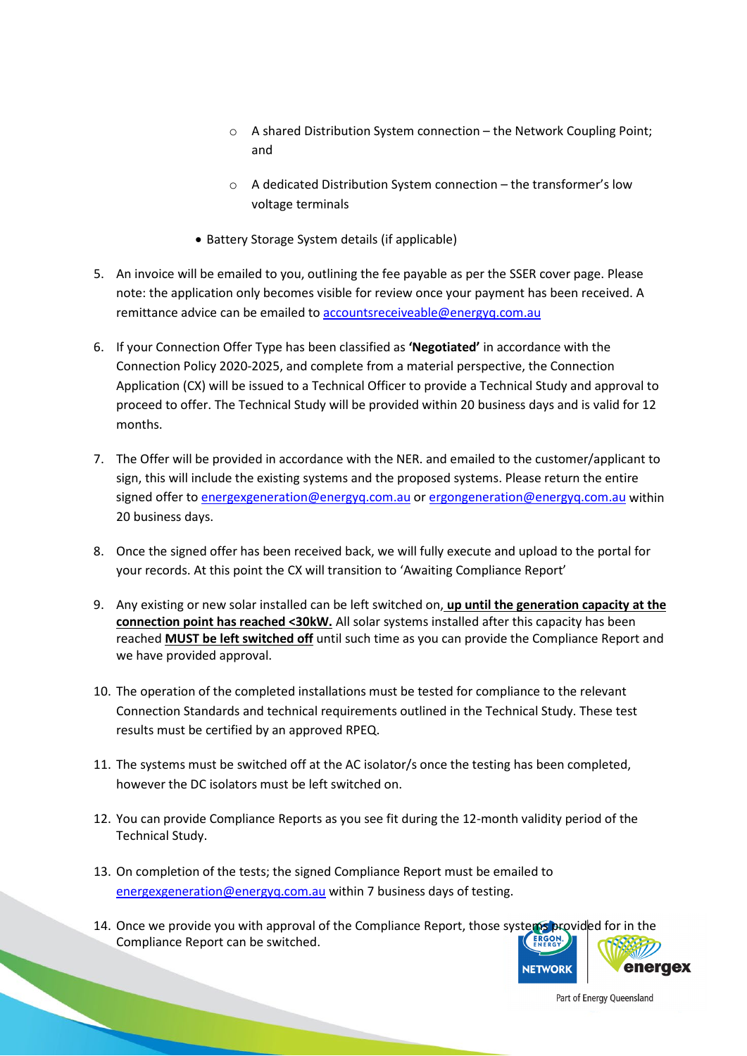- A shared Distribution System connection – the Network Coupling Point; and
    - A dedicated Distribution System connection – the transformer's low voltage terminals
  - Battery Storage System details (if applicable)

5. An invoice will be emailed to you, outlining the fee payable as per the SSER cover page. Please note: the application only becomes visible for review once your payment has been received. A remittance advice can be emailed to accountsreceiveable@energyq.com.au

6. If your Connection Offer Type has been classified as **'Negotiated'** in accordance with the Connection Policy 2020-2025, and complete from a material perspective, the Connection Application (CX) will be issued to a Technical Officer to provide a Technical Study and approval to proceed to offer. The Technical Study will be provided within 20 business days and is valid for 12 months.

7. The Offer will be provided in accordance with the NER. and emailed to the customer/applicant to sign, this will include the existing systems and the proposed systems. Please return the entire signed offer to energexgeneration@energyq.com.au or ergongeneration@energyq.com.au within 20 business days.

8. Once the signed offer has been received back, we will fully execute and upload to the portal for your records. At this point the CX will transition to 'Awaiting Compliance Report'

9. Any existing or new solar installed can be left switched on, **up until the generation capacity at the connection point has reached <30kW.** All solar systems installed after this capacity has been reached **MUST be left switched off** until such time as you can provide the Compliance Report and we have provided approval.

10. The operation of the completed installations must be tested for compliance to the relevant Connection Standards and technical requirements outlined in the Technical Study. These test results must be certified by an approved RPEQ.

11. The systems must be switched off at the AC isolator/s once the testing has been completed, however the DC isolators must be left switched on.

12. You can provide Compliance Reports as you see fit during the 12-month validity period of the Technical Study.

13. On completion of the tests; the signed Compliance Report must be emailed to energexgeneration@energyq.com.au within 7 business days of testing.

14. Once we provide you with approval of the Compliance Report, those systems provided for in the Compliance Report can be switched.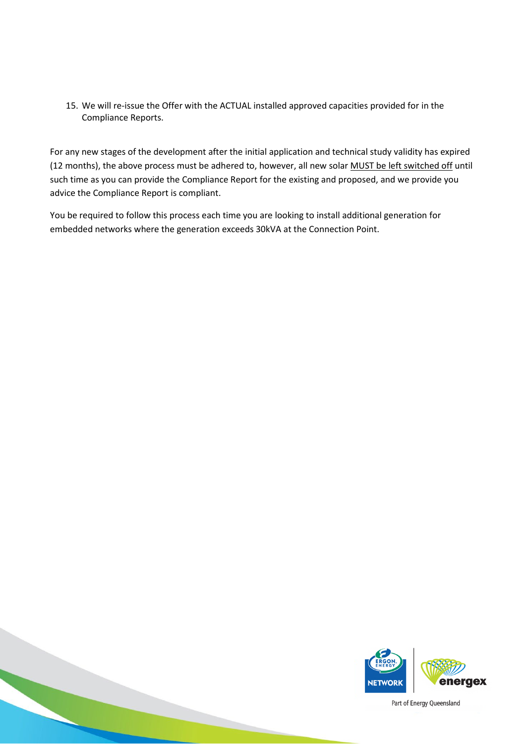15. We will re-issue the Offer with the ACTUAL installed approved capacities provided for in the Compliance Reports.

For any new stages of the development after the initial application and technical study validity has expired (12 months), the above process must be adhered to, however, all new solar <u>MUST be left switched off</u> until such time as you can provide the Compliance Report for the existing and proposed, and we provide you advice the Compliance Report is compliant.

You be required to follow this process each time you are looking to install additional generation for embedded networks where the generation exceeds 30kVA at the Connection Point.